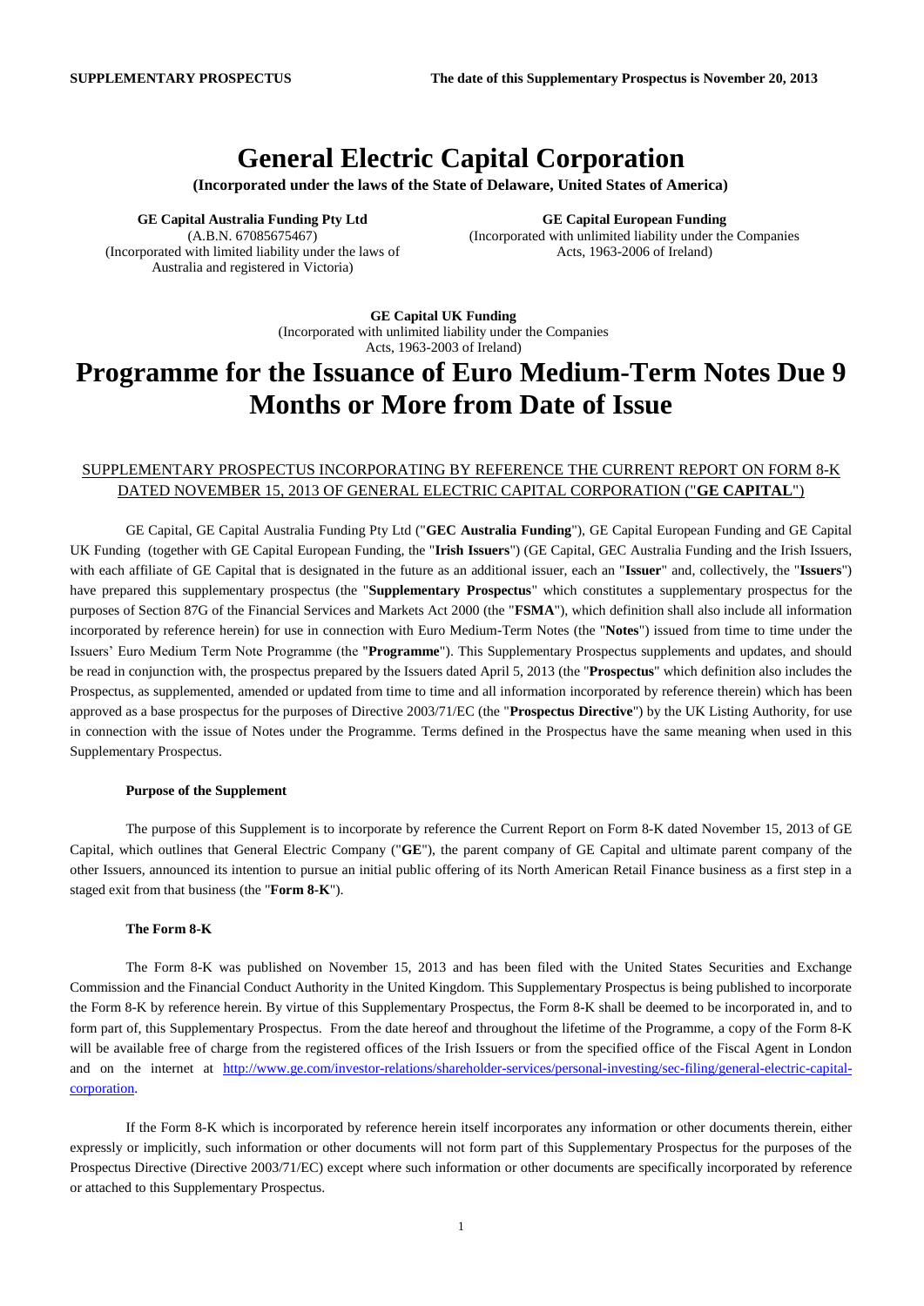**SUPPLEMENTARY PROSPECTUS** **The date of this Supplementary Prospectus is November 20, 2013**

# General Electric Capital Corporation

**(Incorporated under the laws of the State of Delaware, United States of America)**

**GE Capital Australia Funding Pty Ltd**
(A.B.N. 67085675467)
(Incorporated with limited liability under the laws of Australia and registered in Victoria)

**GE Capital European Funding**
(Incorporated with unlimited liability under the Companies Acts, 1963-2006 of Ireland)

**GE Capital UK Funding**
(Incorporated with unlimited liability under the Companies Acts, 1963-2003 of Ireland)

# Programme for the Issuance of Euro Medium-Term Notes Due 9 Months or More from Date of Issue

SUPPLEMENTARY PROSPECTUS INCORPORATING BY REFERENCE THE CURRENT REPORT ON FORM 8-K DATED NOVEMBER 15, 2013 OF GENERAL ELECTRIC CAPITAL CORPORATION ("**GE CAPITAL**")

GE Capital, GE Capital Australia Funding Pty Ltd ("**GEC Australia Funding**"), GE Capital European Funding and GE Capital UK Funding (together with GE Capital European Funding, the "**Irish Issuers**") (GE Capital, GEC Australia Funding and the Irish Issuers, with each affiliate of GE Capital that is designated in the future as an additional issuer, each an "**Issuer**" and, collectively, the "**Issuers**") have prepared this supplementary prospectus (the "**Supplementary Prospectus**" which constitutes a supplementary prospectus for the purposes of Section 87G of the Financial Services and Markets Act 2000 (the "**FSMA**"), which definition shall also include all information incorporated by reference herein) for use in connection with Euro Medium-Term Notes (the "**Notes**") issued from time to time under the Issuers' Euro Medium Term Note Programme (the "**Programme**"). This Supplementary Prospectus supplements and updates, and should be read in conjunction with, the prospectus prepared by the Issuers dated April 5, 2013 (the "**Prospectus**" which definition also includes the Prospectus, as supplemented, amended or updated from time to time and all information incorporated by reference therein) which has been approved as a base prospectus for the purposes of Directive 2003/71/EC (the "**Prospectus Directive**") by the UK Listing Authority, for use in connection with the issue of Notes under the Programme. Terms defined in the Prospectus have the same meaning when used in this Supplementary Prospectus.

**Purpose of the Supplement**

The purpose of this Supplement is to incorporate by reference the Current Report on Form 8-K dated November 15, 2013 of GE Capital, which outlines that General Electric Company ("**GE**"), the parent company of GE Capital and ultimate parent company of the other Issuers, announced its intention to pursue an initial public offering of its North American Retail Finance business as a first step in a staged exit from that business (the "**Form 8-K**").

**The Form 8-K**

The Form 8-K was published on November 15, 2013 and has been filed with the United States Securities and Exchange Commission and the Financial Conduct Authority in the United Kingdom. This Supplementary Prospectus is being published to incorporate the Form 8-K by reference herein. By virtue of this Supplementary Prospectus, the Form 8-K shall be deemed to be incorporated in, and to form part of, this Supplementary Prospectus. From the date hereof and throughout the lifetime of the Programme, a copy of the Form 8-K will be available free of charge from the registered offices of the Irish Issuers or from the specified office of the Fiscal Agent in London and on the internet at http://www.ge.com/investor-relations/shareholder-services/personal-investing/sec-filing/general-electric-capital-corporation.

If the Form 8-K which is incorporated by reference herein itself incorporates any information or other documents therein, either expressly or implicitly, such information or other documents will not form part of this Supplementary Prospectus for the purposes of the Prospectus Directive (Directive 2003/71/EC) except where such information or other documents are specifically incorporated by reference or attached to this Supplementary Prospectus.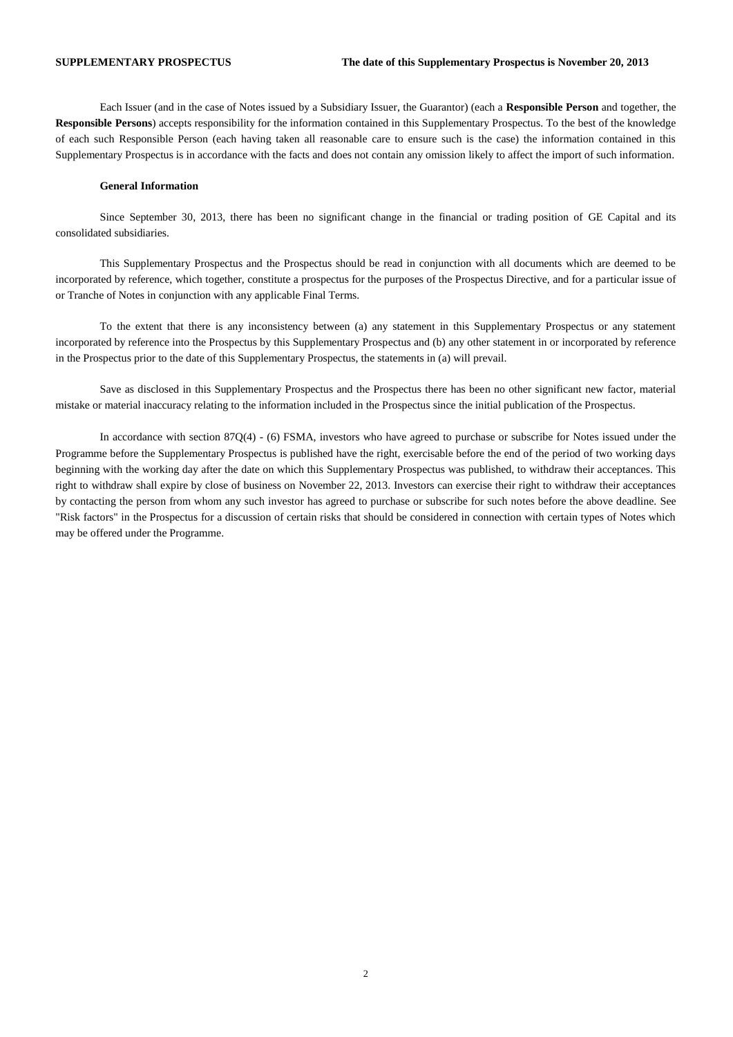**SUPPLEMENTARY PROSPECTUS** **The date of this Supplementary Prospectus is November 20, 2013**

Each Issuer (and in the case of Notes issued by a Subsidiary Issuer, the Guarantor) (each a **Responsible Person** and together, the **Responsible Persons**) accepts responsibility for the information contained in this Supplementary Prospectus. To the best of the knowledge of each such Responsible Person (each having taken all reasonable care to ensure such is the case) the information contained in this Supplementary Prospectus is in accordance with the facts and does not contain any omission likely to affect the import of such information.

**General Information**

Since September 30, 2013, there has been no significant change in the financial or trading position of GE Capital and its consolidated subsidiaries.

This Supplementary Prospectus and the Prospectus should be read in conjunction with all documents which are deemed to be incorporated by reference, which together, constitute a prospectus for the purposes of the Prospectus Directive, and for a particular issue of or Tranche of Notes in conjunction with any applicable Final Terms.

To the extent that there is any inconsistency between (a) any statement in this Supplementary Prospectus or any statement incorporated by reference into the Prospectus by this Supplementary Prospectus and (b) any other statement in or incorporated by reference in the Prospectus prior to the date of this Supplementary Prospectus, the statements in (a) will prevail.

Save as disclosed in this Supplementary Prospectus and the Prospectus there has been no other significant new factor, material mistake or material inaccuracy relating to the information included in the Prospectus since the initial publication of the Prospectus.

In accordance with section 87Q(4) - (6) FSMA, investors who have agreed to purchase or subscribe for Notes issued under the Programme before the Supplementary Prospectus is published have the right, exercisable before the end of the period of two working days beginning with the working day after the date on which this Supplementary Prospectus was published, to withdraw their acceptances. This right to withdraw shall expire by close of business on November 22, 2013. Investors can exercise their right to withdraw their acceptances by contacting the person from whom any such investor has agreed to purchase or subscribe for such notes before the above deadline. See "Risk factors" in the Prospectus for a discussion of certain risks that should be considered in connection with certain types of Notes which may be offered under the Programme.